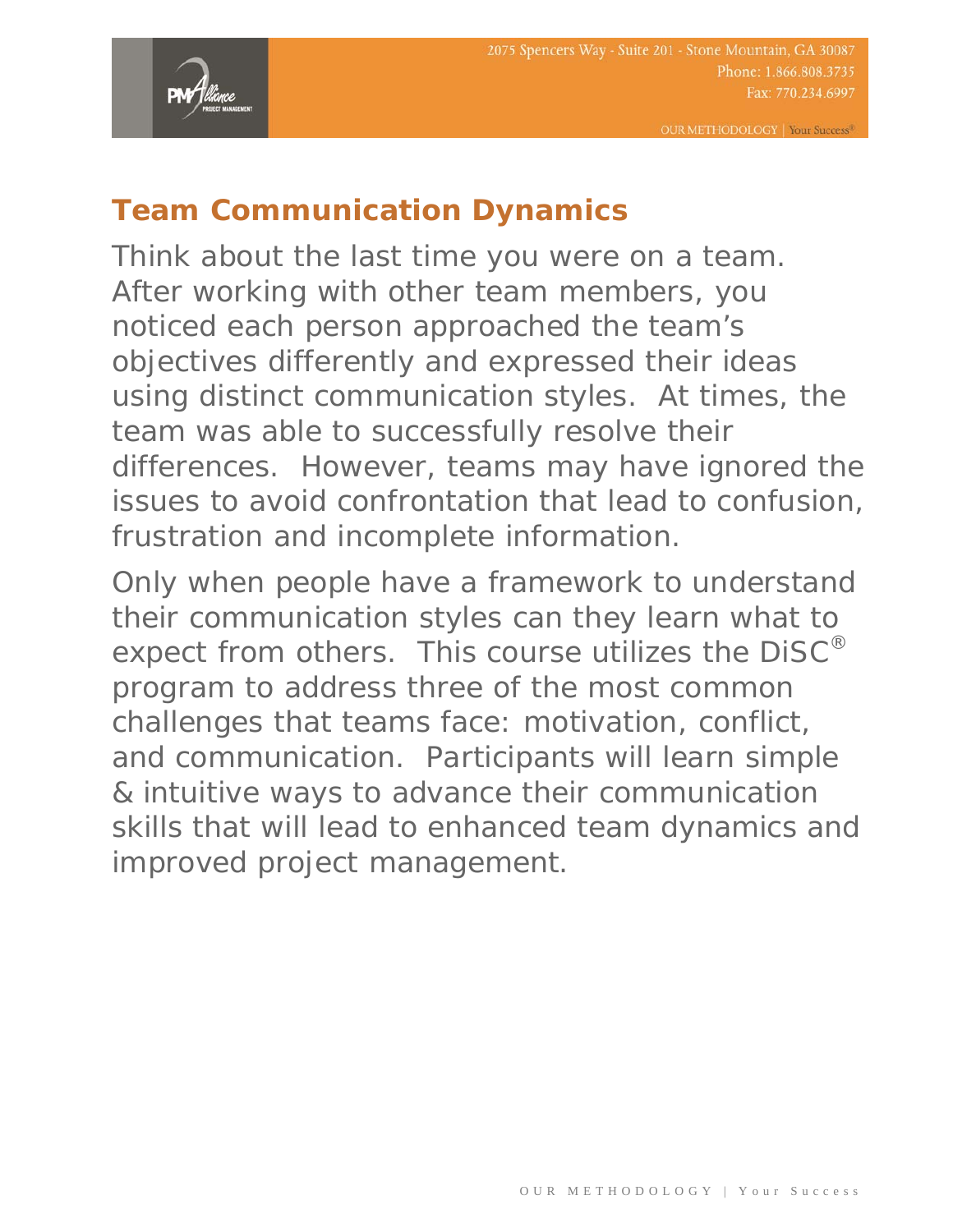## Team Communication Dynamics

Think about the last time you were on a team. After working with other team members, you noticed each person approached the team's objectives differently and expressed their ideas using distinct communication styles. At times, the team was able to successfully resolve their differences. However, teams may have ignored the issues to avoid confrontation that lead to confusion, frustration and incomplete information.

Only when people have a framework to understand their communication styles can they learn what to expect from others. This course utilizes the DiSC® program to address three of the most common challenges that teams face: motivation, conflict, and communication. Participants will learn simple & intuitive ways to advance their communication skills that will lead to enhanced team dynamics and improved project management.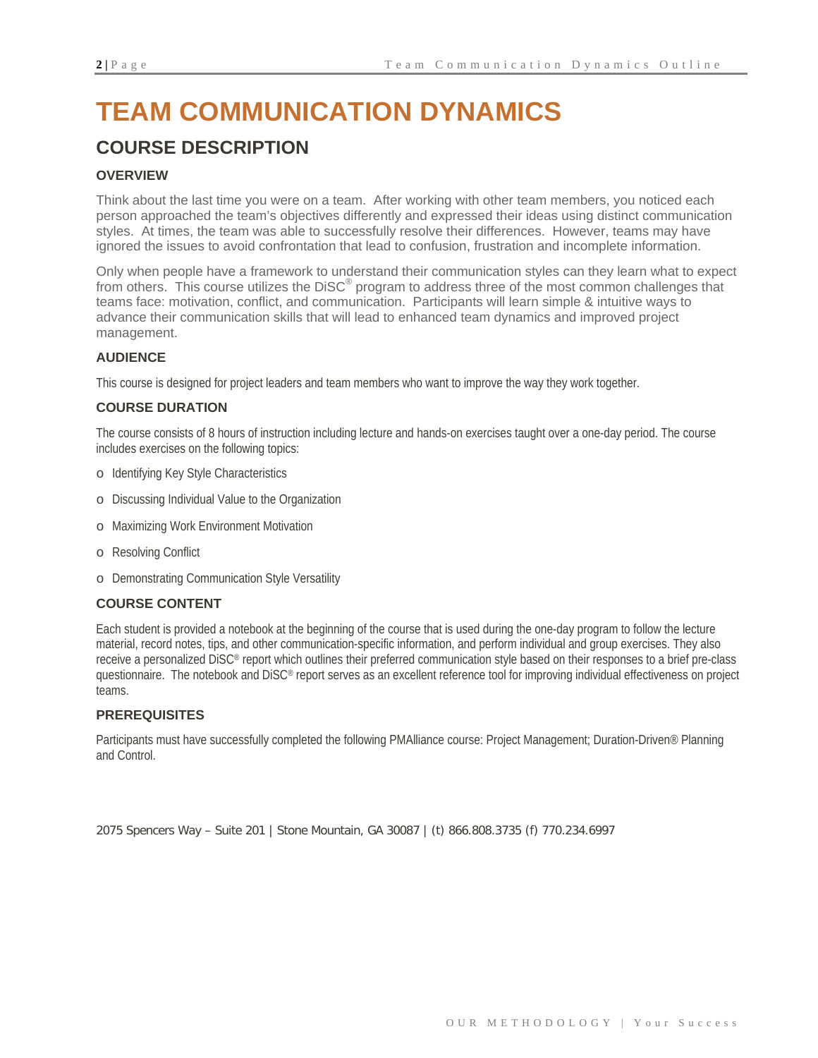# TEAM COMMUNICATION DYNAMICS

## COURSE DESCRIPTION

### OVERVIEW

Think about the last time you were on a team. After working with other team members, you noticed each person approached the team's objectives differently and expressed their ideas using distinct communication styles. At times, the team was able to successfully resolve their differences. However, teams may have ignored the issues to avoid confrontation that lead to confusion, frustration and incomplete information.

Only when people have a framework to understand their communication styles can they learn what to expect from others. This course utilizes the DiSC® program to address three of the most common challenges that teams face: motivation, conflict, and communication. Participants will learn simple & intuitive ways to advance their communication skills that will lead to enhanced team dynamics and improved project management.

### AUDIENCE

This course is designed for project leaders and team members who want to improve the way they work together.

### COURSE DURATION

The course consists of 8 hours of instruction including lecture and hands-on exercises taught over a one-day period. The course includes exercises on the following topics:

- Identifying Key Style Characteristics
- Discussing Individual Value to the Organization
- Maximizing Work Environment Motivation
- Resolving Conflict
- Demonstrating Communication Style Versatility

### COURSE CONTENT

Each student is provided a notebook at the beginning of the course that is used during the one-day program to follow the lecture material, record notes, tips, and other communication-specific information, and perform individual and group exercises. They also receive a personalized DiSC® report which outlines their preferred communication style based on their responses to a brief pre-class questionnaire. The notebook and DiSC® report serves as an excellent reference tool for improving individual effectiveness on project teams.

### PREREQUISITES

Participants must have successfully completed the following PMAlliance course: Project Management; Duration-Driven® Planning and Control.

2075 Spencers Way – Suite 201 | Stone Mountain, GA 30087 | (t) 866.808.3735 (f) 770.234.6997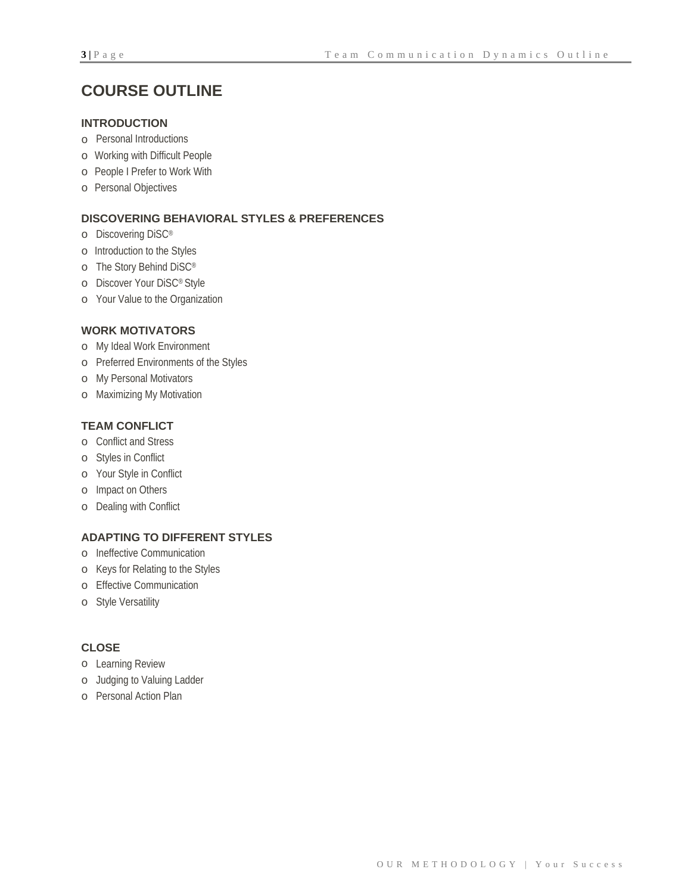# COURSE OUTLINE

## INTRODUCTION

- Personal Introductions
- Working with Difficult People
- People I Prefer to Work With
- Personal Objectives

## DISCOVERING BEHAVIORAL STYLES & PREFERENCES

- Discovering DiSC®
- Introduction to the Styles
- The Story Behind DiSC®
- Discover Your DiSC® Style
- Your Value to the Organization

## WORK MOTIVATORS

- My Ideal Work Environment
- Preferred Environments of the Styles
- My Personal Motivators
- Maximizing My Motivation

## TEAM CONFLICT

- Conflict and Stress
- Styles in Conflict
- Your Style in Conflict
- Impact on Others
- Dealing with Conflict

## ADAPTING TO DIFFERENT STYLES

- Ineffective Communication
- Keys for Relating to the Styles
- Effective Communication
- Style Versatility

## CLOSE

- Learning Review
- Judging to Valuing Ladder
- Personal Action Plan